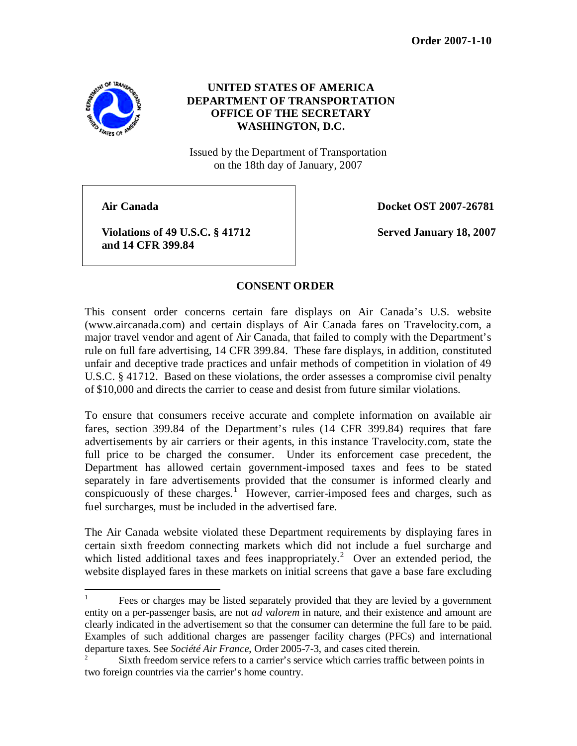**Order 2007-1-10**

**UNITED STATES OF AMERICA**
**DEPARTMENT OF TRANSPORTATION**
**OFFICE OF THE SECRETARY**
**WASHINGTON, D.C.**

Issued by the Department of Transportation
on the 18th day of January, 2007

| | |
|---|---|
| **Air Canada** | **Docket OST 2007-26781** |
| **Violations of 49 U.S.C. § 41712 and 14 CFR 399.84** | **Served January 18, 2007** |

## CONSENT ORDER

This consent order concerns certain fare displays on Air Canada's U.S. website (www.aircanada.com) and certain displays of Air Canada fares on Travelocity.com, a major travel vendor and agent of Air Canada, that failed to comply with the Department's rule on full fare advertising, 14 CFR 399.84. These fare displays, in addition, constituted unfair and deceptive trade practices and unfair methods of competition in violation of 49 U.S.C. § 41712. Based on these violations, the order assesses a compromise civil penalty of $10,000 and directs the carrier to cease and desist from future similar violations.

To ensure that consumers receive accurate and complete information on available air fares, section 399.84 of the Department's rules (14 CFR 399.84) requires that fare advertisements by air carriers or their agents, in this instance Travelocity.com, state the full price to be charged the consumer. Under its enforcement case precedent, the Department has allowed certain government-imposed taxes and fees to be stated separately in fare advertisements provided that the consumer is informed clearly and conspicuously of these charges.[1] However, carrier-imposed fees and charges, such as fuel surcharges, must be included in the advertised fare.

The Air Canada website violated these Department requirements by displaying fares in certain sixth freedom connecting markets which did not include a fuel surcharge and which listed additional taxes and fees inappropriately.[2] Over an extended period, the website displayed fares in these markets on initial screens that gave a base fare excluding

---

[1] Fees or charges may be listed separately provided that they are levied by a government entity on a per-passenger basis, are not *ad valorem* in nature, and their existence and amount are clearly indicated in the advertisement so that the consumer can determine the full fare to be paid. Examples of such additional charges are passenger facility charges (PFCs) and international departure taxes. See *Société Air France*, Order 2005-7-3, and cases cited therein.

[2] Sixth freedom service refers to a carrier's service which carries traffic between points in two foreign countries via the carrier's home country.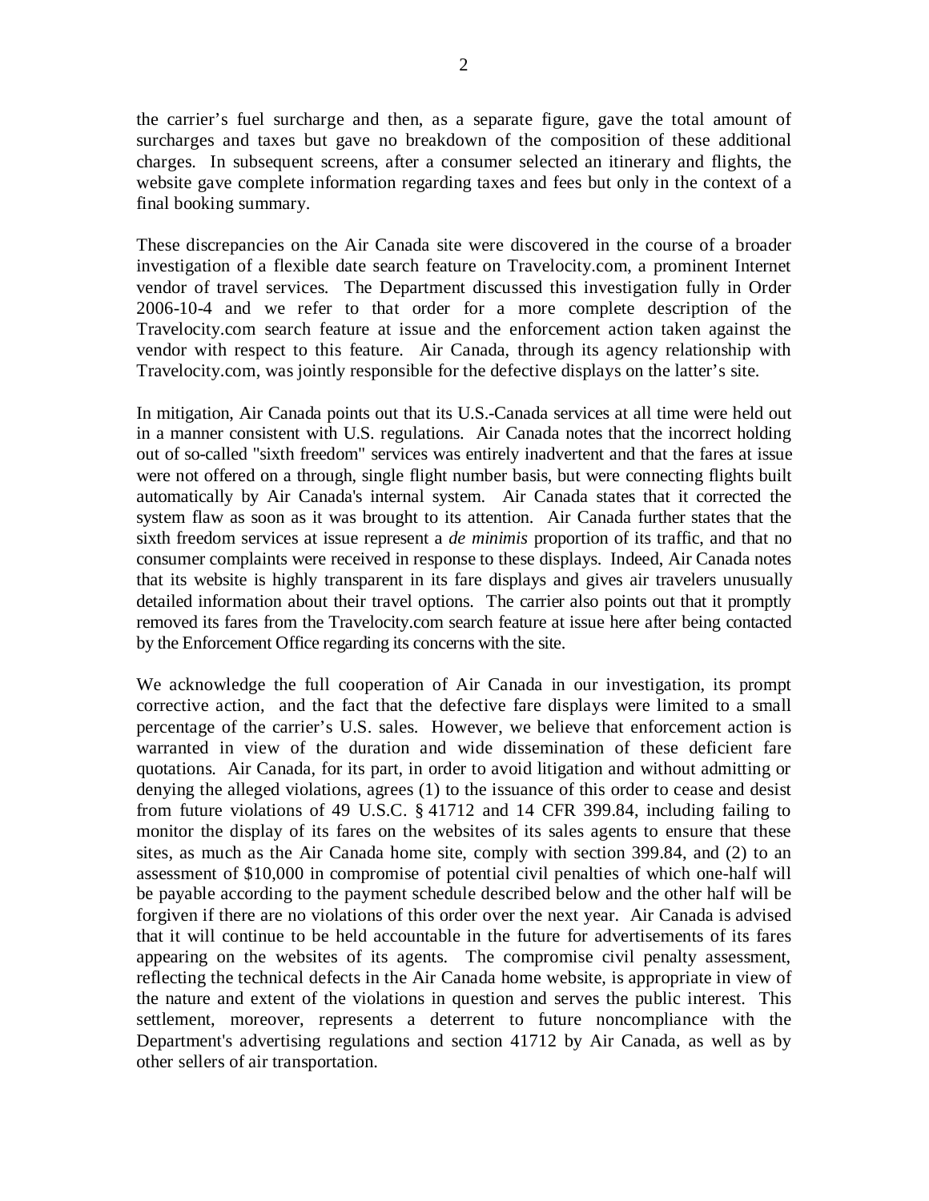the carrier's fuel surcharge and then, as a separate figure, gave the total amount of surcharges and taxes but gave no breakdown of the composition of these additional charges. In subsequent screens, after a consumer selected an itinerary and flights, the website gave complete information regarding taxes and fees but only in the context of a final booking summary.

These discrepancies on the Air Canada site were discovered in the course of a broader investigation of a flexible date search feature on Travelocity.com, a prominent Internet vendor of travel services. The Department discussed this investigation fully in Order 2006-10-4 and we refer to that order for a more complete description of the Travelocity.com search feature at issue and the enforcement action taken against the vendor with respect to this feature. Air Canada, through its agency relationship with Travelocity.com, was jointly responsible for the defective displays on the latter's site.

In mitigation, Air Canada points out that its U.S.-Canada services at all time were held out in a manner consistent with U.S. regulations. Air Canada notes that the incorrect holding out of so-called "sixth freedom" services was entirely inadvertent and that the fares at issue were not offered on a through, single flight number basis, but were connecting flights built automatically by Air Canada's internal system. Air Canada states that it corrected the system flaw as soon as it was brought to its attention. Air Canada further states that the sixth freedom services at issue represent a *de minimis* proportion of its traffic, and that no consumer complaints were received in response to these displays. Indeed, Air Canada notes that its website is highly transparent in its fare displays and gives air travelers unusually detailed information about their travel options. The carrier also points out that it promptly removed its fares from the Travelocity.com search feature at issue here after being contacted by the Enforcement Office regarding its concerns with the site.

We acknowledge the full cooperation of Air Canada in our investigation, its prompt corrective action, and the fact that the defective fare displays were limited to a small percentage of the carrier's U.S. sales. However, we believe that enforcement action is warranted in view of the duration and wide dissemination of these deficient fare quotations. Air Canada, for its part, in order to avoid litigation and without admitting or denying the alleged violations, agrees (1) to the issuance of this order to cease and desist from future violations of 49 U.S.C. § 41712 and 14 CFR 399.84, including failing to monitor the display of its fares on the websites of its sales agents to ensure that these sites, as much as the Air Canada home site, comply with section 399.84, and (2) to an assessment of $10,000 in compromise of potential civil penalties of which one-half will be payable according to the payment schedule described below and the other half will be forgiven if there are no violations of this order over the next year. Air Canada is advised that it will continue to be held accountable in the future for advertisements of its fares appearing on the websites of its agents. The compromise civil penalty assessment, reflecting the technical defects in the Air Canada home website, is appropriate in view of the nature and extent of the violations in question and serves the public interest. This settlement, moreover, represents a deterrent to future noncompliance with the Department's advertising regulations and section 41712 by Air Canada, as well as by other sellers of air transportation.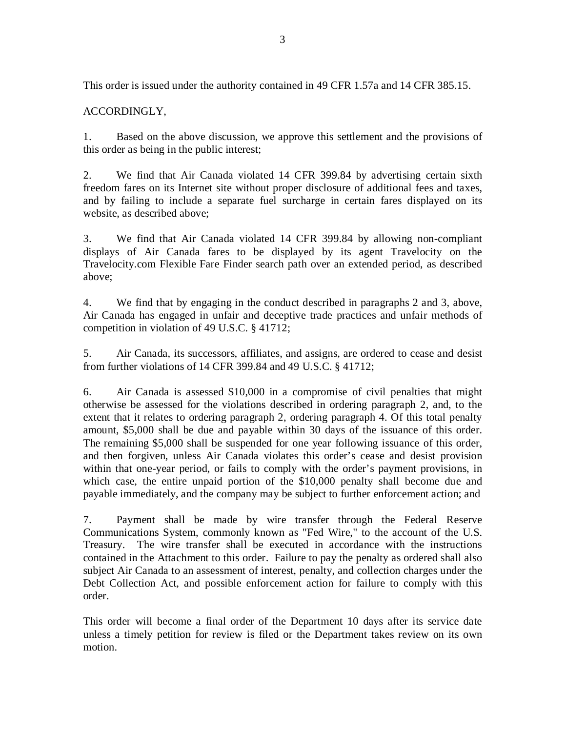This order is issued under the authority contained in 49 CFR 1.57a and 14 CFR 385.15.

ACCORDINGLY,

1. Based on the above discussion, we approve this settlement and the provisions of this order as being in the public interest;

2. We find that Air Canada violated 14 CFR 399.84 by advertising certain sixth freedom fares on its Internet site without proper disclosure of additional fees and taxes, and by failing to include a separate fuel surcharge in certain fares displayed on its website, as described above;

3. We find that Air Canada violated 14 CFR 399.84 by allowing non-compliant displays of Air Canada fares to be displayed by its agent Travelocity on the Travelocity.com Flexible Fare Finder search path over an extended period, as described above;

4. We find that by engaging in the conduct described in paragraphs 2 and 3, above, Air Canada has engaged in unfair and deceptive trade practices and unfair methods of competition in violation of 49 U.S.C. § 41712;

5. Air Canada, its successors, affiliates, and assigns, are ordered to cease and desist from further violations of 14 CFR 399.84 and 49 U.S.C. § 41712;

6. Air Canada is assessed $10,000 in a compromise of civil penalties that might otherwise be assessed for the violations described in ordering paragraph 2, and, to the extent that it relates to ordering paragraph 2, ordering paragraph 4. Of this total penalty amount, $5,000 shall be due and payable within 30 days of the issuance of this order. The remaining $5,000 shall be suspended for one year following issuance of this order, and then forgiven, unless Air Canada violates this order's cease and desist provision within that one-year period, or fails to comply with the order's payment provisions, in which case, the entire unpaid portion of the $10,000 penalty shall become due and payable immediately, and the company may be subject to further enforcement action; and

7. Payment shall be made by wire transfer through the Federal Reserve Communications System, commonly known as "Fed Wire," to the account of the U.S. Treasury. The wire transfer shall be executed in accordance with the instructions contained in the Attachment to this order. Failure to pay the penalty as ordered shall also subject Air Canada to an assessment of interest, penalty, and collection charges under the Debt Collection Act, and possible enforcement action for failure to comply with this order.

This order will become a final order of the Department 10 days after its service date unless a timely petition for review is filed or the Department takes review on its own motion.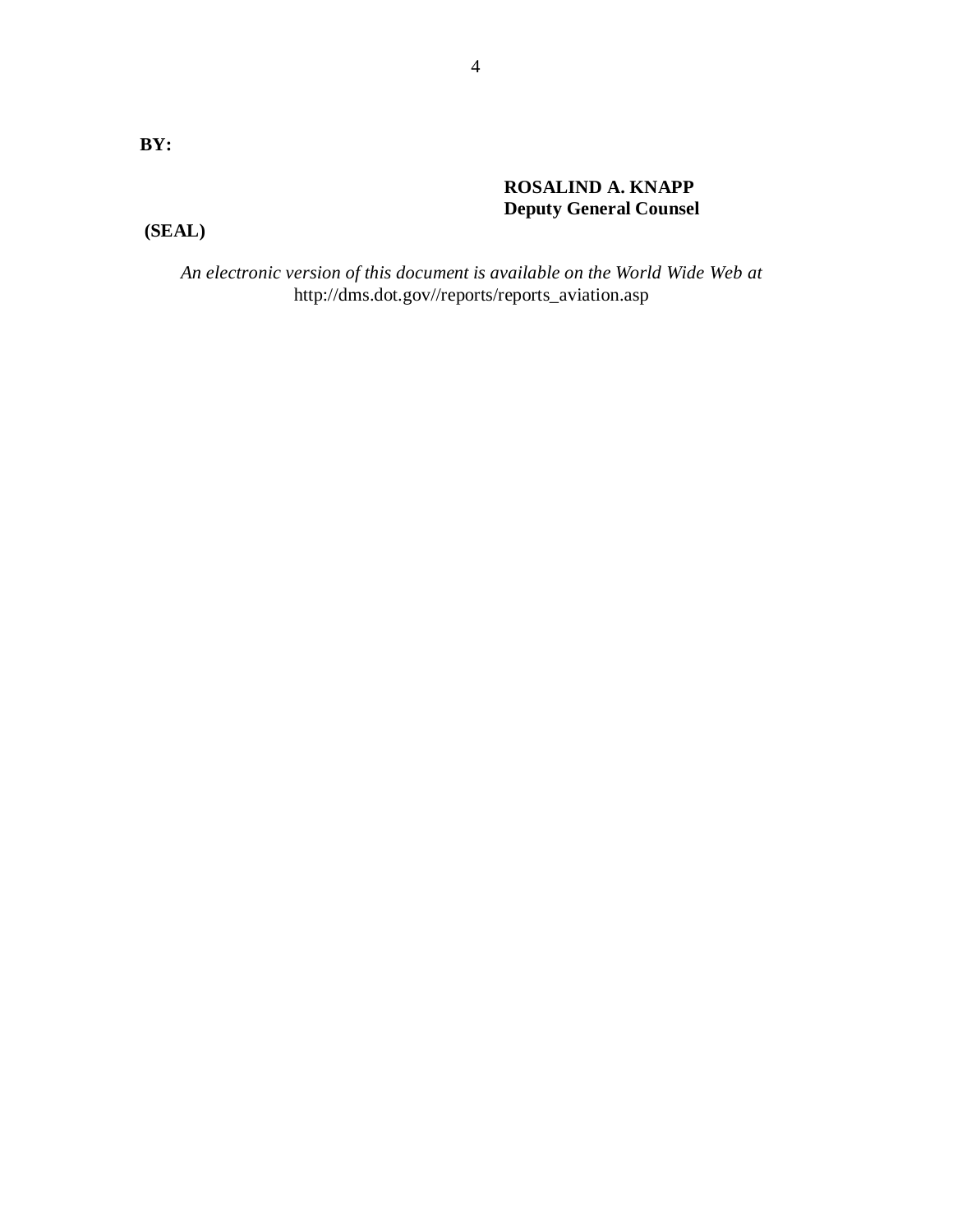**BY:**

**ROSALIND A. KNAPP**
**Deputy General Counsel**

**(SEAL)**

*An electronic version of this document is available on the World Wide Web at*
http://dms.dot.gov//reports/reports_aviation.asp